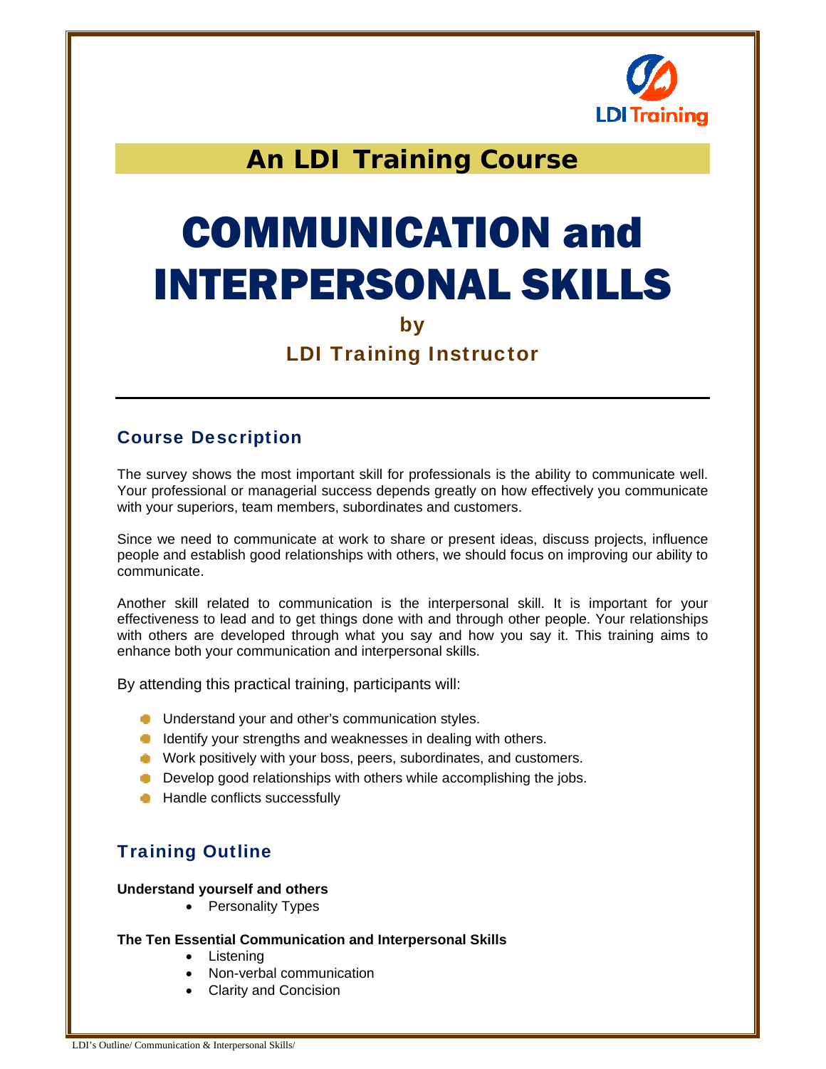## An LDI Training Course

# COMMUNICATION and INTERPERSONAL SKILLS

by

LDI Training Instructor

---

## Course Description

The survey shows the most important skill for professionals is the ability to communicate well. Your professional or managerial success depends greatly on how effectively you communicate with your superiors, team members, subordinates and customers.

Since we need to communicate at work to share or present ideas, discuss projects, influence people and establish good relationships with others, we should focus on improving our ability to communicate.

Another skill related to communication is the interpersonal skill. It is important for your effectiveness to lead and to get things done with and through other people. Your relationships with others are developed through what you say and how you say it. This training aims to enhance both your communication and interpersonal skills.

By attending this practical training, participants will:

- Understand your and other's communication styles.
- Identify your strengths and weaknesses in dealing with others.
- Work positively with your boss, peers, subordinates, and customers.
- Develop good relationships with others while accomplishing the jobs.
- Handle conflicts successfully

## Training Outline

**Understand yourself and others**

- Personality Types

**The Ten Essential Communication and Interpersonal Skills**

- Listening
- Non-verbal communication
- Clarity and Concision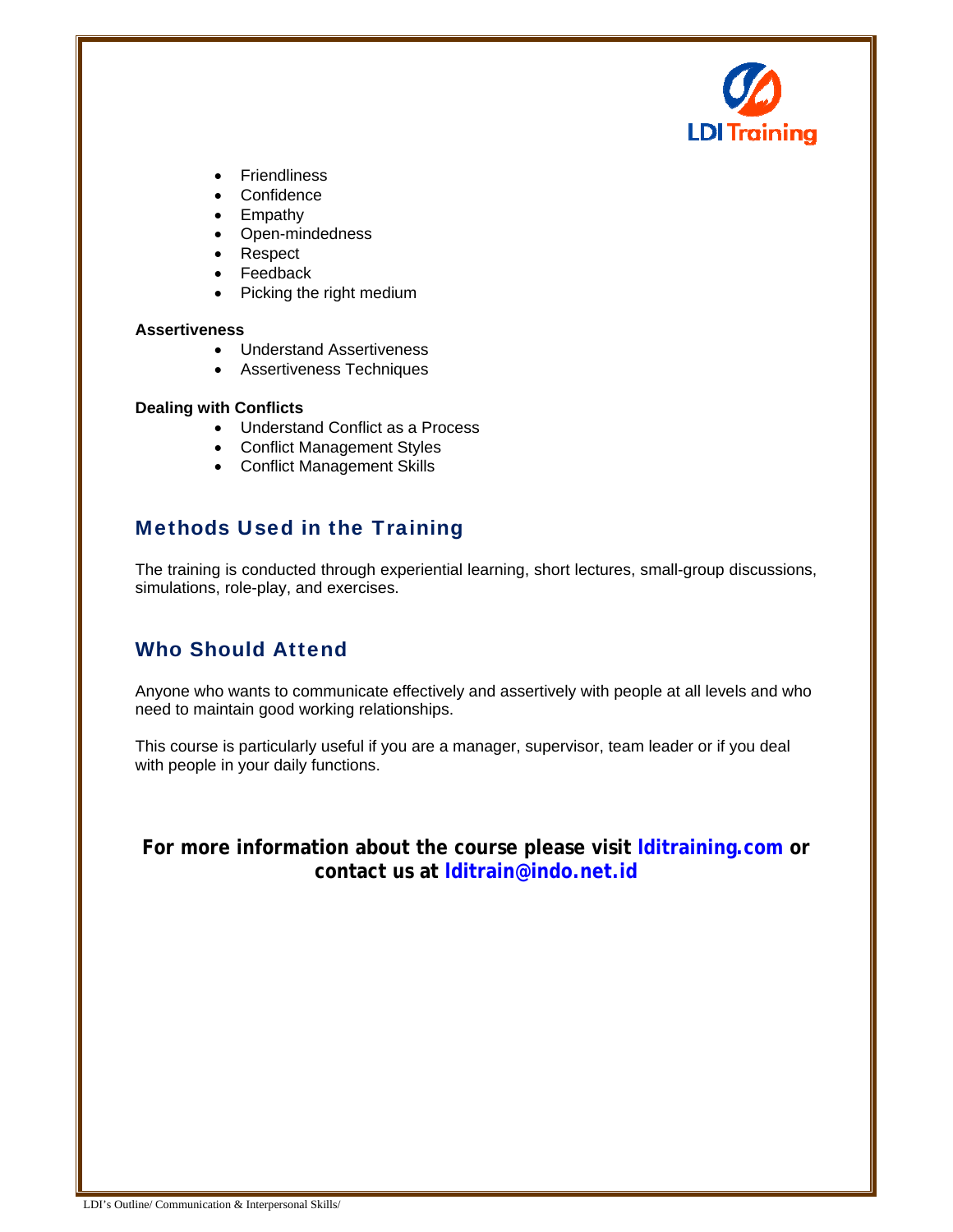- Friendliness
- Confidence
- Empathy
- Open-mindedness
- Respect
- Feedback
- Picking the right medium

**Assertiveness**

- Understand Assertiveness
- Assertiveness Techniques

**Dealing with Conflicts**

- Understand Conflict as a Process
- Conflict Management Styles
- Conflict Management Skills

## Methods Used in the Training

The training is conducted through experiential learning, short lectures, small-group discussions, simulations, role-play, and exercises.

## Who Should Attend

Anyone who wants to communicate effectively and assertively with people at all levels and who need to maintain good working relationships.

This course is particularly useful if you are a manager, supervisor, team leader or if you deal with people in your daily functions.

**For more information about the course please visit lditraining.com or contact us at lditrain@indo.net.id**